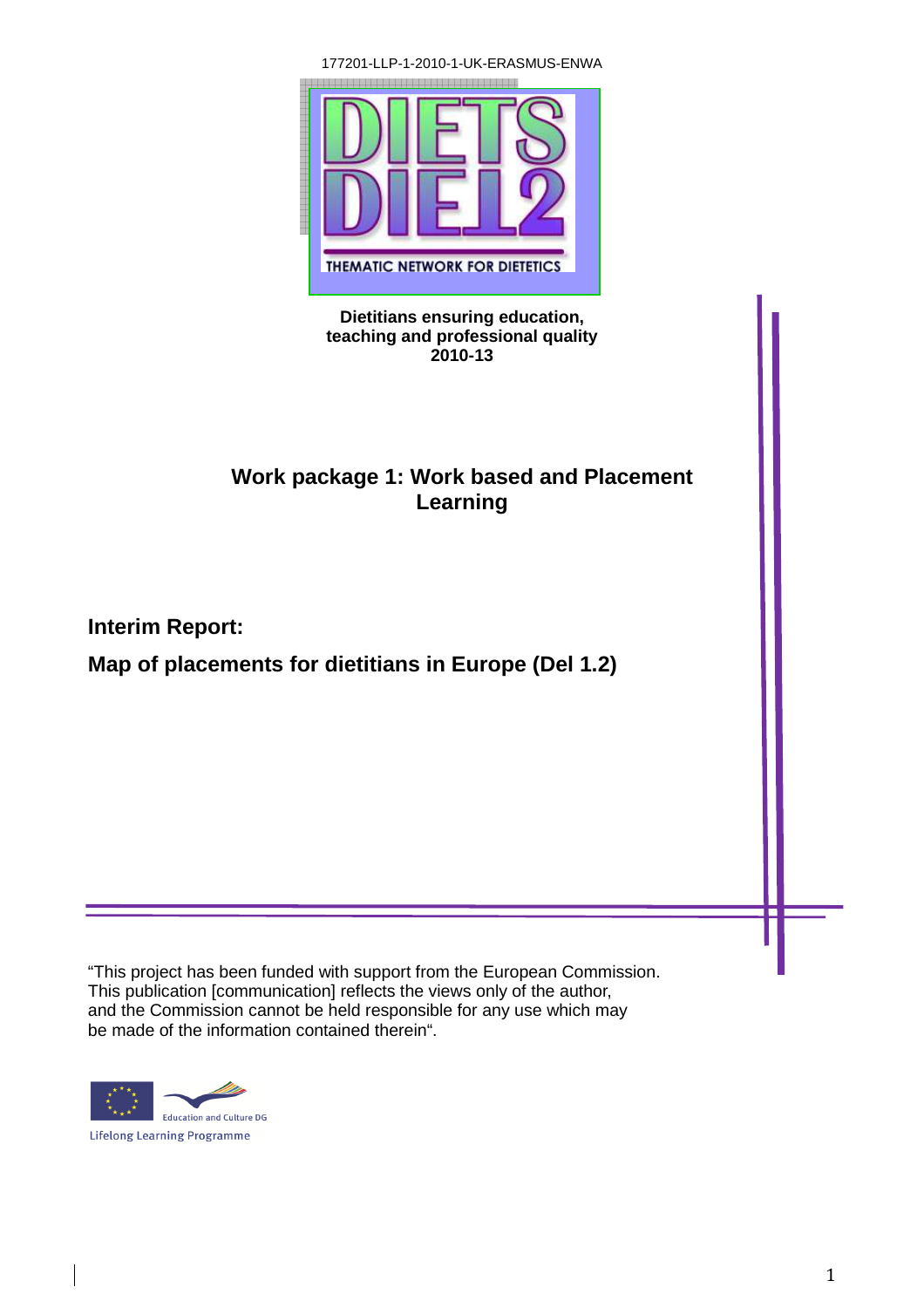177201-LLP-1-2010-1-UK-ERASMUS-ENWA

DIETS DIET2

THEMATIC NETWORK FOR DIETETICS

**Dietitians ensuring education, teaching and professional quality 2010-13**

# Work package 1: Work based and Placement Learning

## Interim Report:

## Map of placements for dietitians in Europe (Del 1.2)

"This project has been funded with support from the European Commission. This publication [communication] reflects the views only of the author, and the Commission cannot be held responsible for any use which may be made of the information contained therein".

Education and Culture DG

Lifelong Learning Programme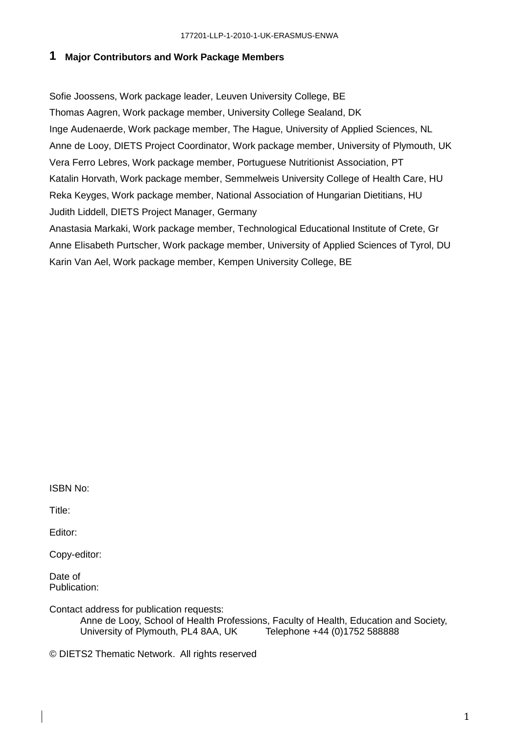# 1 Major Contributors and Work Package Members

Sofie Joossens, Work package leader, Leuven University College, BE

Thomas Aagren, Work package member, University College Sealand, DK

Inge Audenaerde, Work package member, The Hague, University of Applied Sciences, NL

Anne de Looy, DIETS Project Coordinator, Work package member, University of Plymouth, UK

Vera Ferro Lebres, Work package member, Portuguese Nutritionist Association, PT

Katalin Horvath, Work package member, Semmelweis University College of Health Care, HU

Reka Keyges, Work package member, National Association of Hungarian Dietitians, HU

Judith Liddell, DIETS Project Manager, Germany

Anastasia Markaki, Work package member, Technological Educational Institute of Crete, Gr

Anne Elisabeth Purtscher, Work package member, University of Applied Sciences of Tyrol, DU

Karin Van Ael, Work package member, Kempen University College, BE

ISBN No:

Title:

Editor:

Copy-editor:

Date of Publication:

Contact address for publication requests:
Anne de Looy, School of Health Professions, Faculty of Health, Education and Society, University of Plymouth, PL4 8AA, UK Telephone +44 (0)1752 588888

© DIETS2 Thematic Network. All rights reserved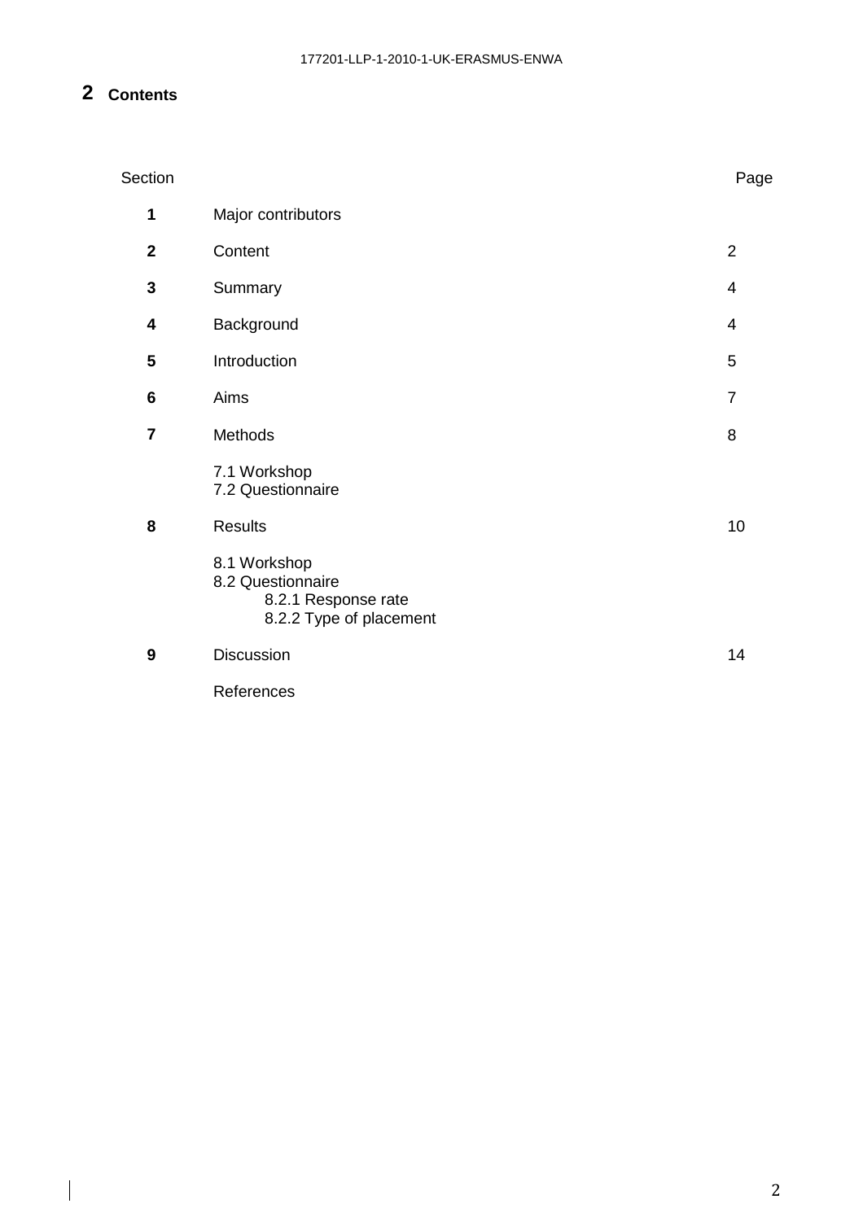# 2 Contents

| Section | | Page |
|---|---|---|
| **1** | Major contributors | |
| **2** | Content | 2 |
| **3** | Summary | 4 |
| **4** | Background | 4 |
| **5** | Introduction | 5 |
| **6** | Aims | 7 |
| **7** | Methods | 8 |
| | 7.1 Workshop<br>7.2 Questionnaire | |
| **8** | Results | 10 |
| | 8.1 Workshop<br>8.2 Questionnaire<br>8.2.1 Response rate<br>8.2.2 Type of placement | |
| **9** | Discussion | 14 |
| | References | |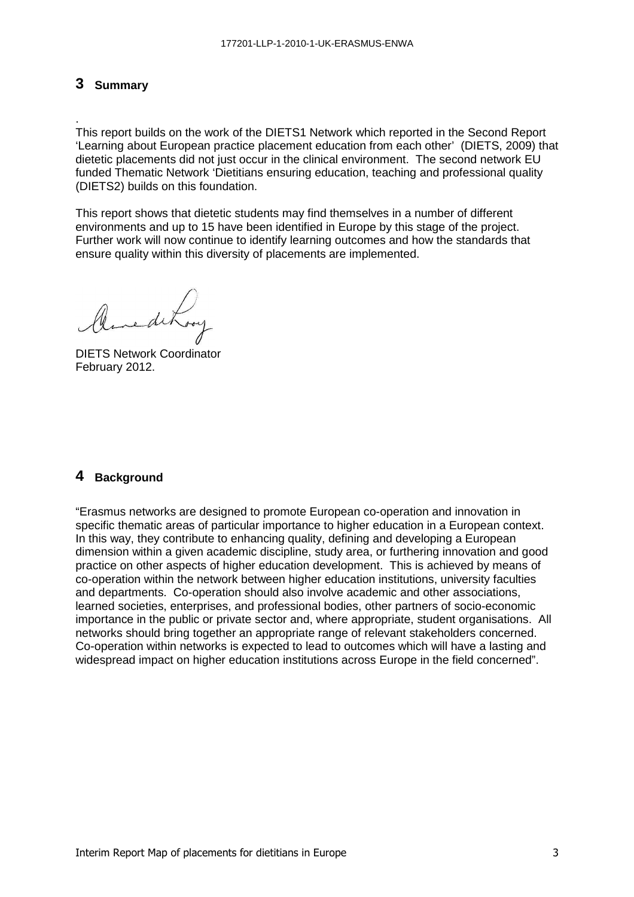# 3 Summary

.
This report builds on the work of the DIETS1 Network which reported in the Second Report 'Learning about European practice placement education from each other' (DIETS, 2009) that dietetic placements did not just occur in the clinical environment. The second network EU funded Thematic Network 'Dietitians ensuring education, teaching and professional quality (DIETS2) builds on this foundation.

This report shows that dietetic students may find themselves in a number of different environments and up to 15 have been identified in Europe by this stage of the project. Further work will now continue to identify learning outcomes and how the standards that ensure quality within this diversity of placements are implemented.

DIETS Network Coordinator
February 2012.

# 4 Background

"Erasmus networks are designed to promote European co-operation and innovation in specific thematic areas of particular importance to higher education in a European context. In this way, they contribute to enhancing quality, defining and developing a European dimension within a given academic discipline, study area, or furthering innovation and good practice on other aspects of higher education development. This is achieved by means of co-operation within the network between higher education institutions, university faculties and departments. Co-operation should also involve academic and other associations, learned societies, enterprises, and professional bodies, other partners of socio-economic importance in the public or private sector and, where appropriate, student organisations. All networks should bring together an appropriate range of relevant stakeholders concerned. Co-operation within networks is expected to lead to outcomes which will have a lasting and widespread impact on higher education institutions across Europe in the field concerned".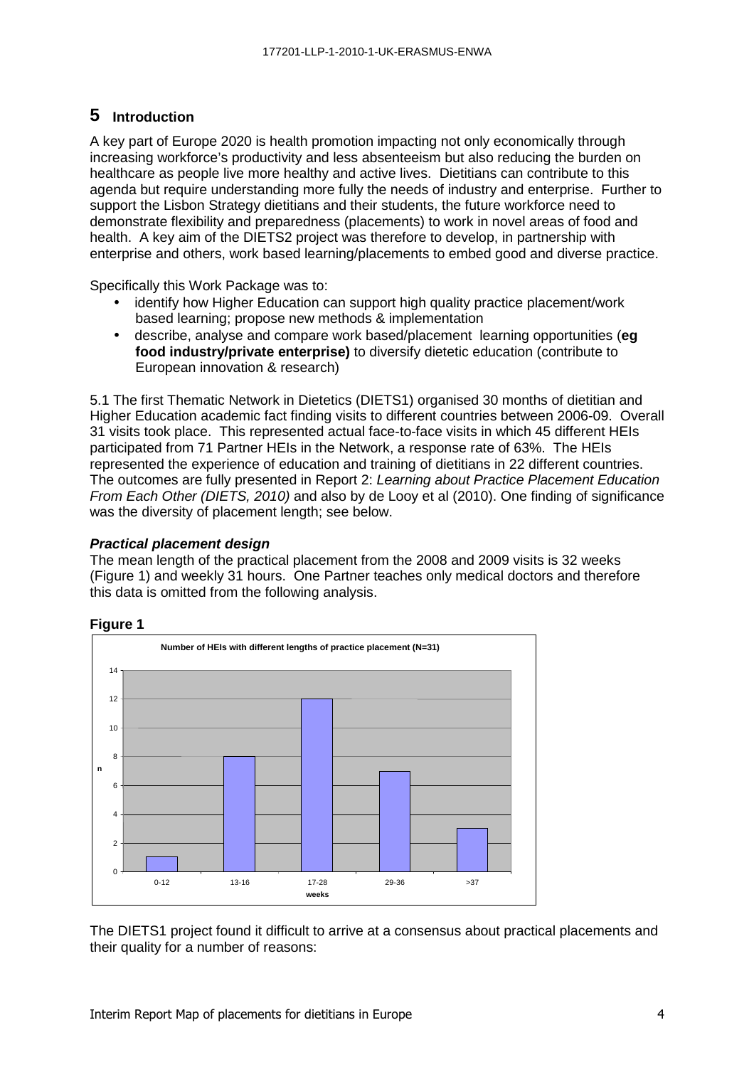# 5 Introduction

A key part of Europe 2020 is health promotion impacting not only economically through increasing workforce's productivity and less absenteeism but also reducing the burden on healthcare as people live more healthy and active lives. Dietitians can contribute to this agenda but require understanding more fully the needs of industry and enterprise. Further to support the Lisbon Strategy dietitians and their students, the future workforce need to demonstrate flexibility and preparedness (placements) to work in novel areas of food and health. A key aim of the DIETS2 project was therefore to develop, in partnership with enterprise and others, work based learning/placements to embed good and diverse practice.

Specifically this Work Package was to:

- identify how Higher Education can support high quality practice placement/work based learning; propose new methods & implementation
- describe, analyse and compare work based/placement learning opportunities (**eg food industry/private enterprise)** to diversify dietetic education (contribute to European innovation & research)

5.1 The first Thematic Network in Dietetics (DIETS1) organised 30 months of dietitian and Higher Education academic fact finding visits to different countries between 2006-09. Overall 31 visits took place. This represented actual face-to-face visits in which 45 different HEIs participated from 71 Partner HEIs in the Network, a response rate of 63%. The HEIs represented the experience of education and training of dietitians in 22 different countries. The outcomes are fully presented in Report 2: *Learning about Practice Placement Education From Each Other (DIETS, 2010)* and also by de Looy et al (2010). One finding of significance was the diversity of placement length; see below.

### *Practical placement design*

The mean length of the practical placement from the 2008 and 2009 visits is 32 weeks (Figure 1) and weekly 31 hours. One Partner teaches only medical doctors and therefore this data is omitted from the following analysis.

**Figure 1**

Number of HEIs with different lengths of practice placement (N=31)

| weeks | n |
|---|---|
| 0-12 | 1 |
| 13-16 | 8 |
| 17-28 | 12 |
| 29-36 | 7 |
| >37 | 3 |

The DIETS1 project found it difficult to arrive at a consensus about practical placements and their quality for a number of reasons: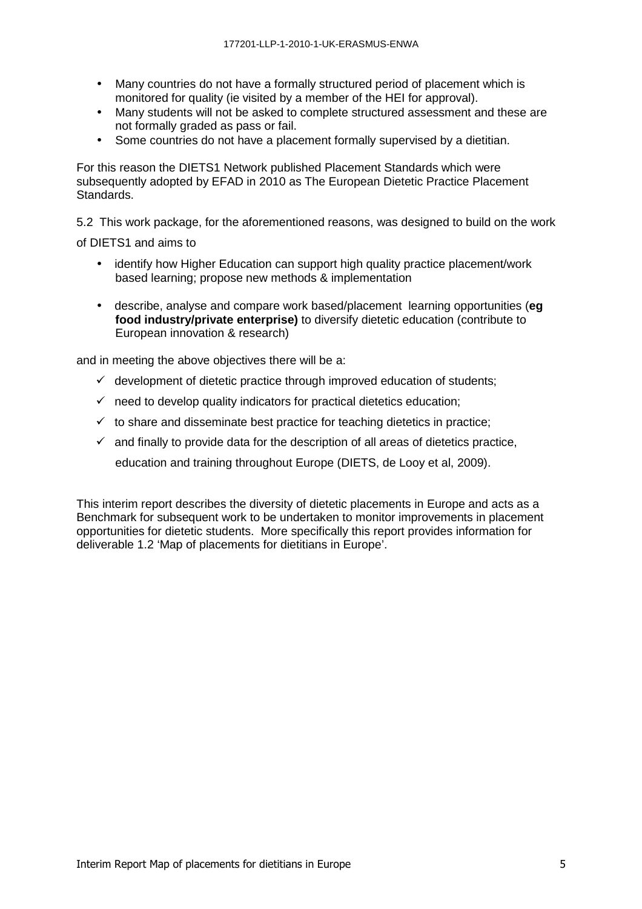- Many countries do not have a formally structured period of placement which is monitored for quality (ie visited by a member of the HEI for approval).
- Many students will not be asked to complete structured assessment and these are not formally graded as pass or fail.
- Some countries do not have a placement formally supervised by a dietitian.

For this reason the DIETS1 Network published Placement Standards which were subsequently adopted by EFAD in 2010 as The European Dietetic Practice Placement Standards.

5.2 This work package, for the aforementioned reasons, was designed to build on the work of DIETS1 and aims to

- identify how Higher Education can support high quality practice placement/work based learning; propose new methods & implementation
- describe, analyse and compare work based/placement learning opportunities (**eg food industry/private enterprise)** to diversify dietetic education (contribute to European innovation & research)

and in meeting the above objectives there will be a:

- ✓ development of dietetic practice through improved education of students;
- ✓ need to develop quality indicators for practical dietetics education;
- ✓ to share and disseminate best practice for teaching dietetics in practice;
- ✓ and finally to provide data for the description of all areas of dietetics practice, education and training throughout Europe (DIETS, de Looy et al, 2009).

This interim report describes the diversity of dietetic placements in Europe and acts as a Benchmark for subsequent work to be undertaken to monitor improvements in placement opportunities for dietetic students. More specifically this report provides information for deliverable 1.2 'Map of placements for dietitians in Europe'.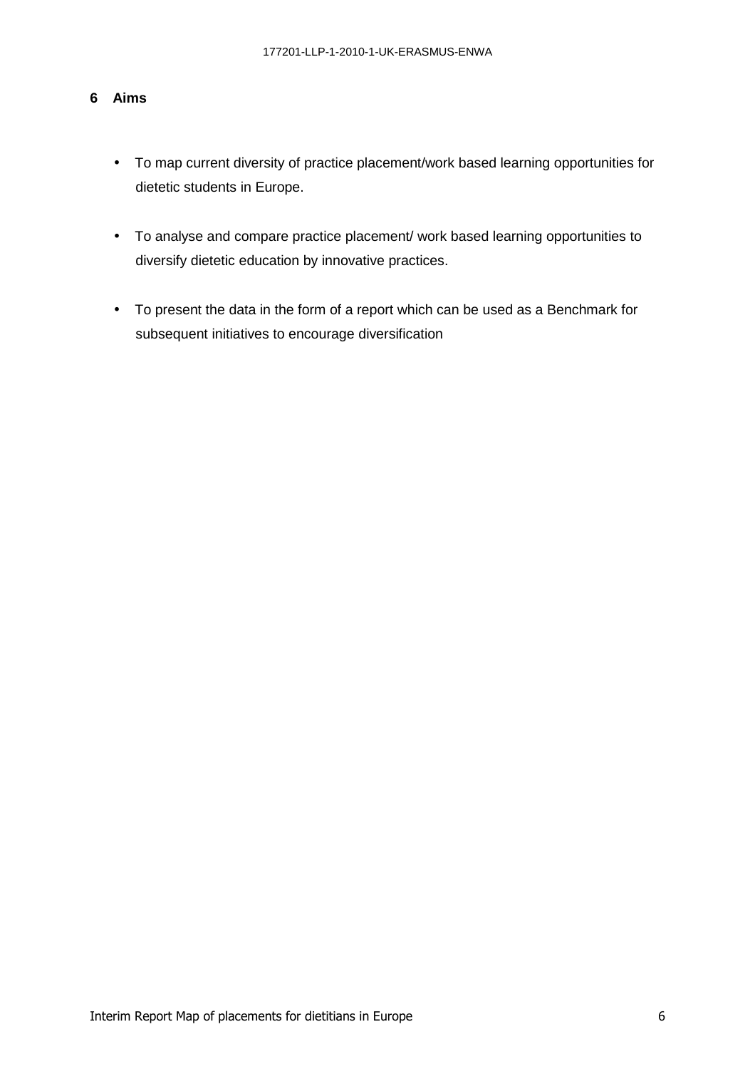## 6 Aims

- To map current diversity of practice placement/work based learning opportunities for dietetic students in Europe.

- To analyse and compare practice placement/ work based learning opportunities to diversify dietetic education by innovative practices.

- To present the data in the form of a report which can be used as a Benchmark for subsequent initiatives to encourage diversification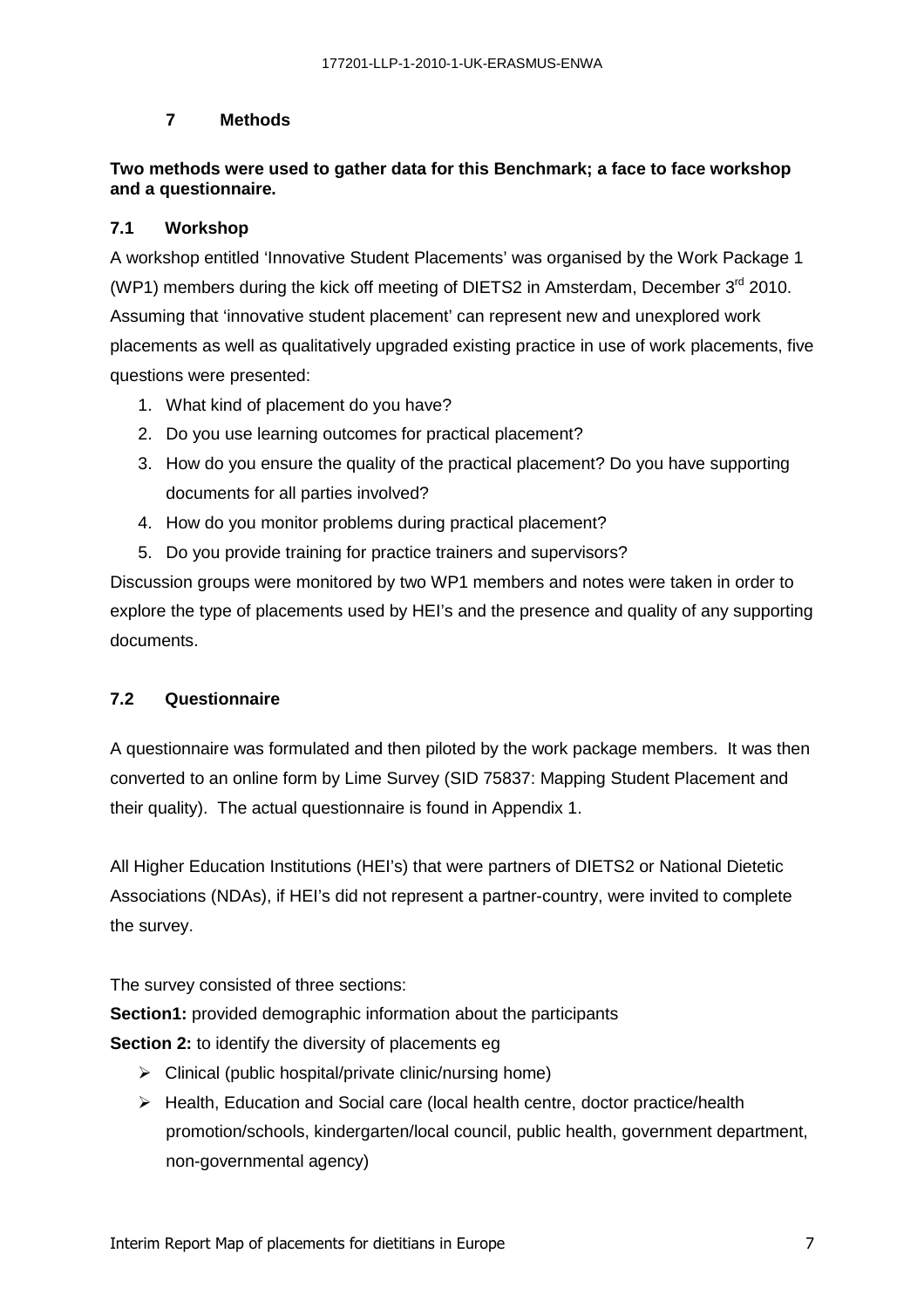## 7 Methods

**Two methods were used to gather data for this Benchmark; a face to face workshop and a questionnaire.**

### 7.1 Workshop

A workshop entitled 'Innovative Student Placements' was organised by the Work Package 1 (WP1) members during the kick off meeting of DIETS2 in Amsterdam, December 3rd 2010. Assuming that 'innovative student placement' can represent new and unexplored work placements as well as qualitatively upgraded existing practice in use of work placements, five questions were presented:

1. What kind of placement do you have?
2. Do you use learning outcomes for practical placement?
3. How do you ensure the quality of the practical placement? Do you have supporting documents for all parties involved?
4. How do you monitor problems during practical placement?
5. Do you provide training for practice trainers and supervisors?

Discussion groups were monitored by two WP1 members and notes were taken in order to explore the type of placements used by HEI's and the presence and quality of any supporting documents.

### 7.2 Questionnaire

A questionnaire was formulated and then piloted by the work package members. It was then converted to an online form by Lime Survey (SID 75837: Mapping Student Placement and their quality). The actual questionnaire is found in Appendix 1.

All Higher Education Institutions (HEI's) that were partners of DIETS2 or National Dietetic Associations (NDAs), if HEI's did not represent a partner-country, were invited to complete the survey.

The survey consisted of three sections:

**Section1:** provided demographic information about the participants

**Section 2:** to identify the diversity of placements eg

- Clinical (public hospital/private clinic/nursing home)
- Health, Education and Social care (local health centre, doctor practice/health promotion/schools, kindergarten/local council, public health, government department, non-governmental agency)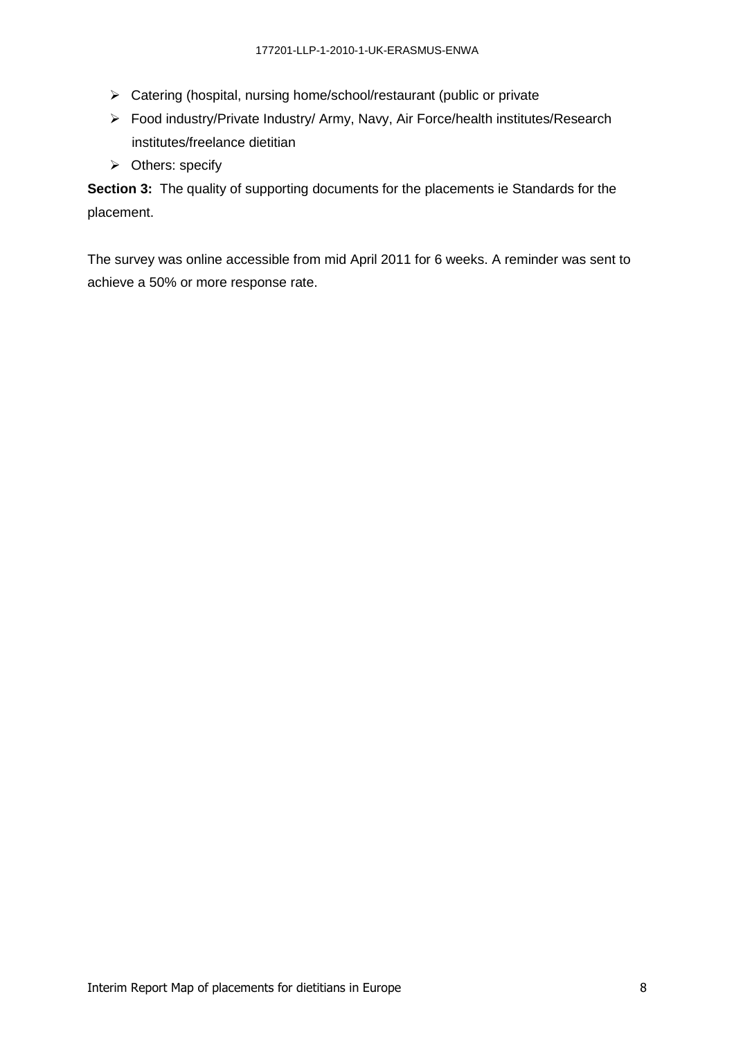- Catering (hospital, nursing home/school/restaurant (public or private
- Food industry/Private Industry/ Army, Navy, Air Force/health institutes/Research institutes/freelance dietitian
- Others: specify

**Section 3:** The quality of supporting documents for the placements ie Standards for the placement.

The survey was online accessible from mid April 2011 for 6 weeks. A reminder was sent to achieve a 50% or more response rate.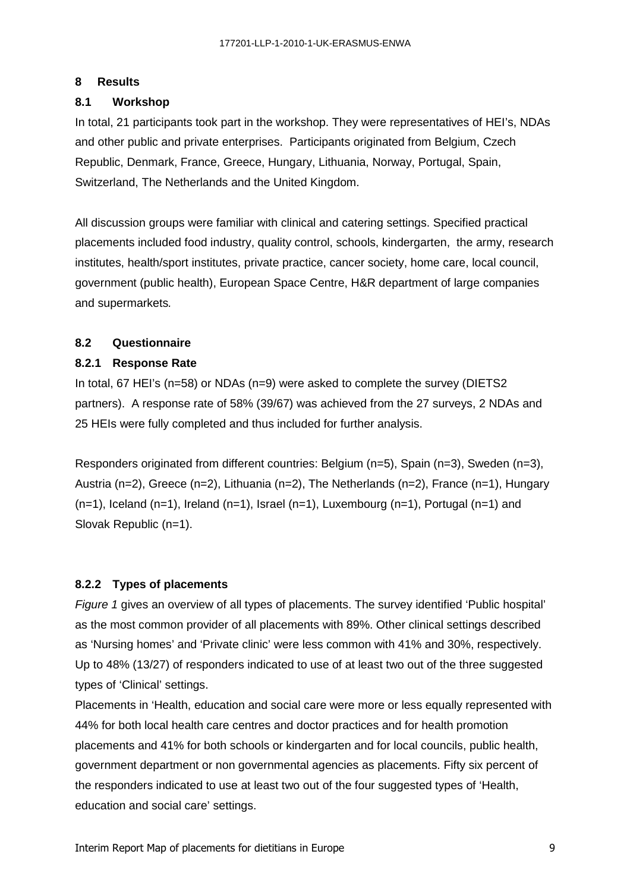## 8 Results

### 8.1 Workshop

In total, 21 participants took part in the workshop. They were representatives of HEI's, NDAs and other public and private enterprises. Participants originated from Belgium, Czech Republic, Denmark, France, Greece, Hungary, Lithuania, Norway, Portugal, Spain, Switzerland, The Netherlands and the United Kingdom.

All discussion groups were familiar with clinical and catering settings. Specified practical placements included food industry, quality control, schools, kindergarten, the army, research institutes, health/sport institutes, private practice, cancer society, home care, local council, government (public health), European Space Centre, H&R department of large companies and supermarkets.

### 8.2 Questionnaire

#### 8.2.1 Response Rate

In total, 67 HEI's (n=58) or NDAs (n=9) were asked to complete the survey (DIETS2 partners). A response rate of 58% (39/67) was achieved from the 27 surveys, 2 NDAs and 25 HEIs were fully completed and thus included for further analysis.

Responders originated from different countries: Belgium (n=5), Spain (n=3), Sweden (n=3), Austria (n=2), Greece (n=2), Lithuania (n=2), The Netherlands (n=2), France (n=1), Hungary (n=1), Iceland (n=1), Ireland (n=1), Israel (n=1), Luxembourg (n=1), Portugal (n=1) and Slovak Republic (n=1).

#### 8.2.2 Types of placements

*Figure 1* gives an overview of all types of placements. The survey identified 'Public hospital' as the most common provider of all placements with 89%. Other clinical settings described as 'Nursing homes' and 'Private clinic' were less common with 41% and 30%, respectively. Up to 48% (13/27) of responders indicated to use of at least two out of the three suggested types of 'Clinical' settings.

Placements in 'Health, education and social care were more or less equally represented with 44% for both local health care centres and doctor practices and for health promotion placements and 41% for both schools or kindergarten and for local councils, public health, government department or non governmental agencies as placements. Fifty six percent of the responders indicated to use at least two out of the four suggested types of 'Health, education and social care' settings.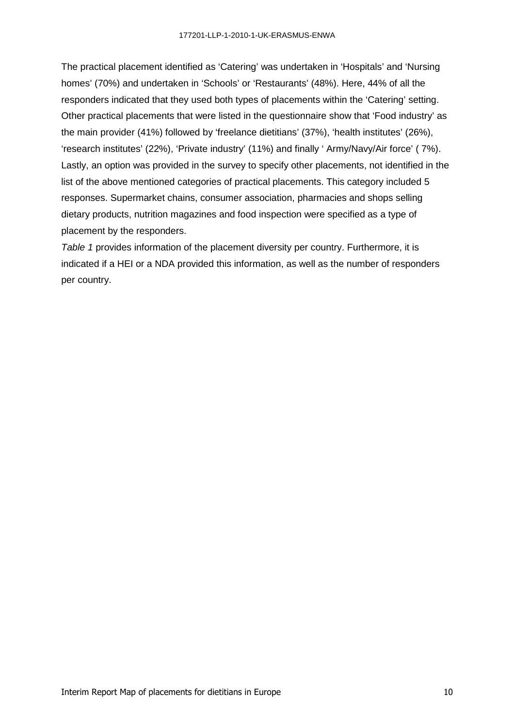The practical placement identified as 'Catering' was undertaken in 'Hospitals' and 'Nursing homes' (70%) and undertaken in 'Schools' or 'Restaurants' (48%). Here, 44% of all the responders indicated that they used both types of placements within the 'Catering' setting. Other practical placements that were listed in the questionnaire show that 'Food industry' as the main provider (41%) followed by 'freelance dietitians' (37%), 'health institutes' (26%), 'research institutes' (22%), 'Private industry' (11%) and finally ' Army/Navy/Air force' ( 7%). Lastly, an option was provided in the survey to specify other placements, not identified in the list of the above mentioned categories of practical placements. This category included 5 responses. Supermarket chains, consumer association, pharmacies and shops selling dietary products, nutrition magazines and food inspection were specified as a type of placement by the responders.

*Table 1* provides information of the placement diversity per country. Furthermore, it is indicated if a HEI or a NDA provided this information, as well as the number of responders per country.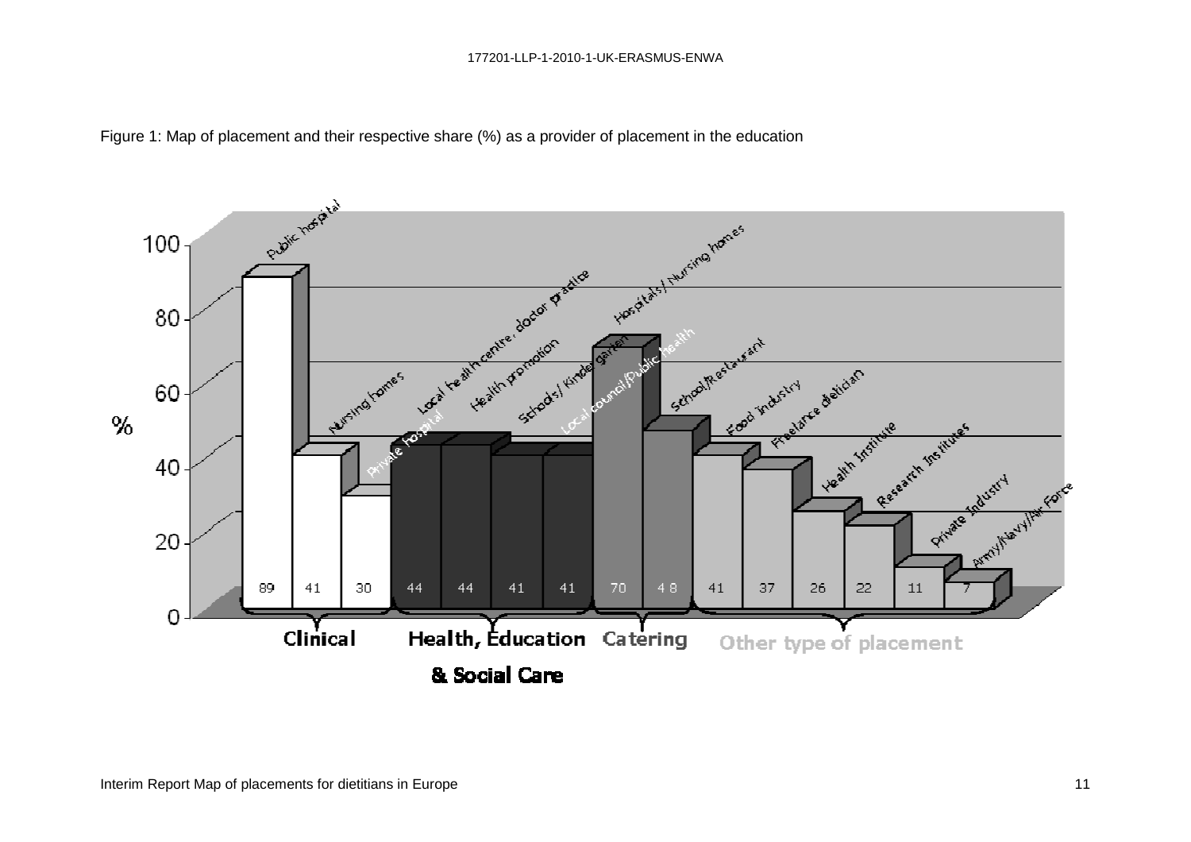Figure 1: Map of placement and their respective share (%) as a provider of placement in the education

| Group | Placement | % |
|---|---|---|
| Clinical | Public hospital | 89 |
| Clinical | Nursing homes | 41 |
| Clinical | Private hospital | 30 |
| Health, Education & Social Care | Local health centre, doctor practice | 44 |
| Health, Education & Social Care | Health promotion | 44 |
| Health, Education & Social Care | Schools/ Kindergarten | 41 |
| Health, Education & Social Care | Local council/Public health | 41 |
| Catering | Hospitals/ Nursing homes | 70 |
| Catering | School/Restaurant | 48 |
| Other type of placement | Food industry | 41 |
| Other type of placement | Freelance dietician | 37 |
| Other type of placement | Health Institute | 26 |
| Other type of placement | Research Institutes | 22 |
| Other type of placement | Private Industry | 11 |
| Other type of placement | Army/Navy/Air Force | 7 |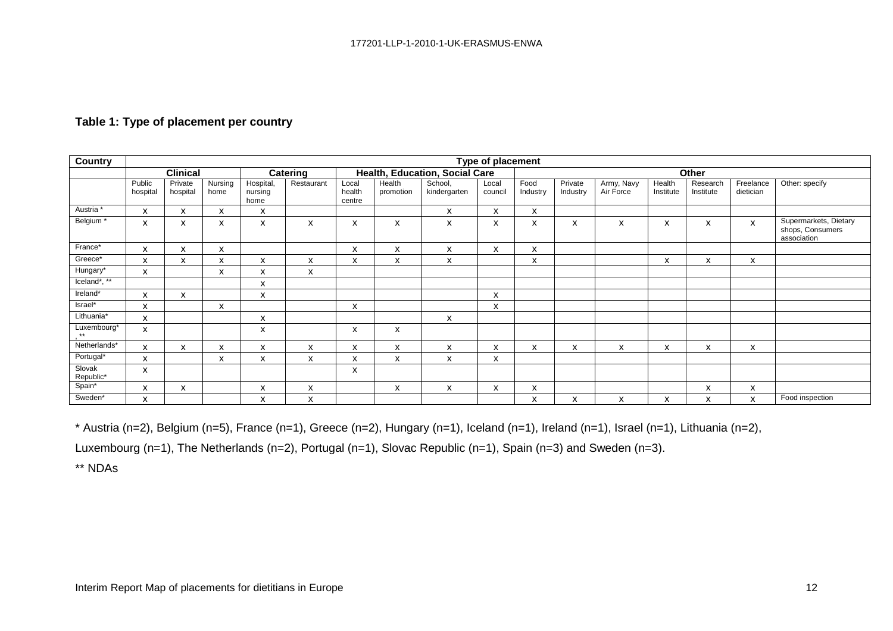**Table 1: Type of placement per country**

| Country | Type of placement | | | | | | | | | | | | | | | |
|---|---|---|---|---|---|---|---|---|---|---|---|---|---|---|---|---|
| | **Clinical** | | | **Catering** | | **Health, Education, Social Care** | | | | **Other** | | | | | | |
| | Public hospital | Private hospital | Nursing home | Hospital, nursing home | Restaurant | Local health centre | Health promotion | School, kindergarten | Local council | Food Industry | Private Industry | Army, Navy Air Force | Health Institute | Research Institute | Freelance dietician | Other: specify |
| Austria * | x | x | x | x | | | | x | x | x | | | | | | |
| Belgium * | x | x | x | x | x | x | x | x | x | x | x | x | x | x | x | Supermarkets, Dietary shops, Consumers association |
| France* | x | x | x | | | x | x | x | x | x | | | | | | |
| Greece* | x | x | x | x | x | x | x | x | | x | | | x | x | x | |
| Hungary* | x | | x | x | x | | | | | | | | | | | |
| Iceland*, ** | | | | x | | | | | | | | | | | | |
| Ireland* | x | x | | x | | | | | x | | | | | | | |
| Israel* | x | | x | | | x | | | x | | | | | | | |
| Lithuania* | x | | | x | | | | x | | | | | | | | |
| Luxembourg*, ** | x | | | x | | x | x | | | | | | | | | |
| Netherlands* | x | x | x | x | x | x | x | x | x | x | x | x | x | x | x | |
| Portugal* | x | | x | x | x | x | x | x | x | | | | | | | |
| Slovak Republic* | x | | | | | x | | | | | | | | | | |
| Spain* | x | x | | x | x | | x | x | x | x | | | | x | x | |
| Sweden* | x | | | x | x | | | | | x | x | x | x | x | x | Food inspection |

* Austria (n=2), Belgium (n=5), France (n=1), Greece (n=2), Hungary (n=1), Iceland (n=1), Ireland (n=1), Israel (n=1), Lithuania (n=2), Luxembourg (n=1), The Netherlands (n=2), Portugal (n=1), Slovac Republic (n=1), Spain (n=3) and Sweden (n=3).

** NDAs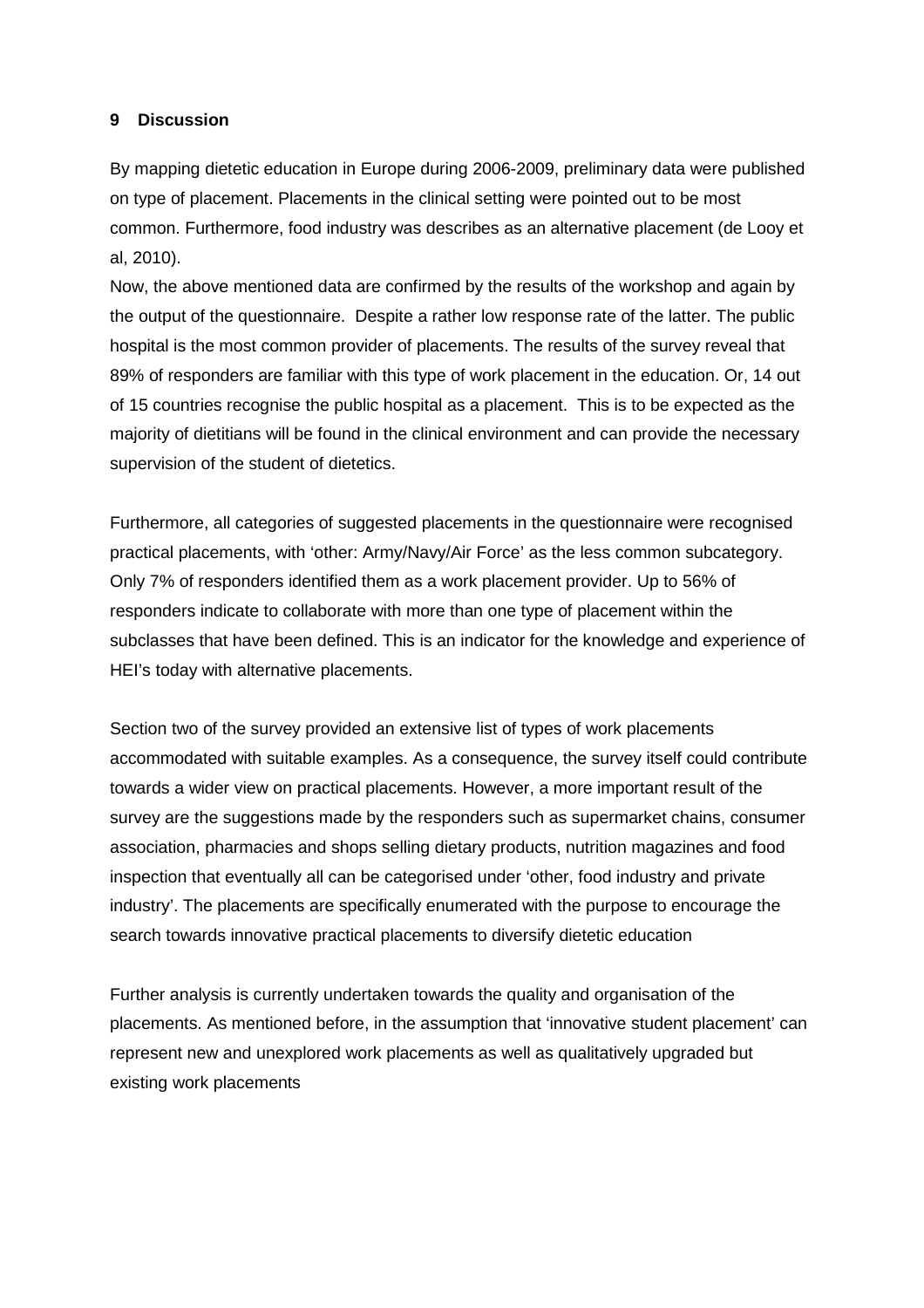## 9 Discussion

By mapping dietetic education in Europe during 2006-2009, preliminary data were published on type of placement. Placements in the clinical setting were pointed out to be most common. Furthermore, food industry was describes as an alternative placement (de Looy et al, 2010).

Now, the above mentioned data are confirmed by the results of the workshop and again by the output of the questionnaire. Despite a rather low response rate of the latter. The public hospital is the most common provider of placements. The results of the survey reveal that 89% of responders are familiar with this type of work placement in the education. Or, 14 out of 15 countries recognise the public hospital as a placement. This is to be expected as the majority of dietitians will be found in the clinical environment and can provide the necessary supervision of the student of dietetics.

Furthermore, all categories of suggested placements in the questionnaire were recognised practical placements, with 'other: Army/Navy/Air Force' as the less common subcategory. Only 7% of responders identified them as a work placement provider. Up to 56% of responders indicate to collaborate with more than one type of placement within the subclasses that have been defined. This is an indicator for the knowledge and experience of HEI's today with alternative placements.

Section two of the survey provided an extensive list of types of work placements accommodated with suitable examples. As a consequence, the survey itself could contribute towards a wider view on practical placements. However, a more important result of the survey are the suggestions made by the responders such as supermarket chains, consumer association, pharmacies and shops selling dietary products, nutrition magazines and food inspection that eventually all can be categorised under 'other, food industry and private industry'. The placements are specifically enumerated with the purpose to encourage the search towards innovative practical placements to diversify dietetic education

Further analysis is currently undertaken towards the quality and organisation of the placements. As mentioned before, in the assumption that 'innovative student placement' can represent new and unexplored work placements as well as qualitatively upgraded but existing work placements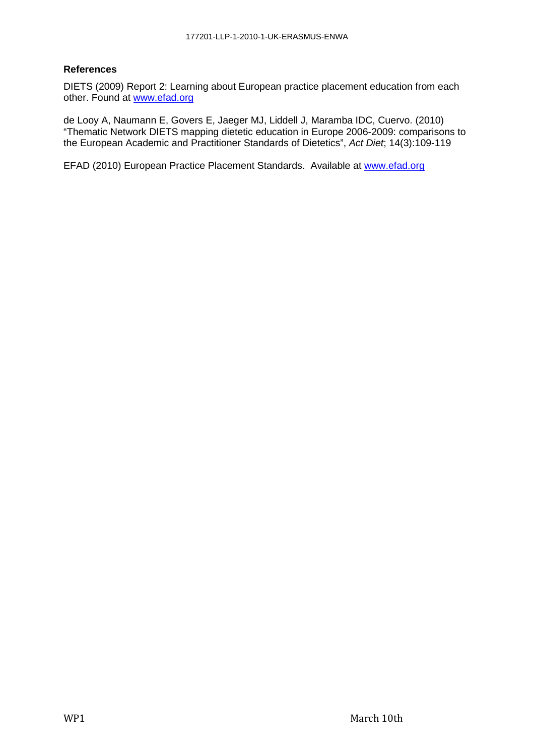**References**

DIETS (2009) Report 2: Learning about European practice placement education from each other. Found at www.efad.org

de Looy A, Naumann E, Govers E, Jaeger MJ, Liddell J, Maramba IDC, Cuervo. (2010) "Thematic Network DIETS mapping dietetic education in Europe 2006-2009: comparisons to the European Academic and Practitioner Standards of Dietetics", *Act Diet*; 14(3):109-119

EFAD (2010) European Practice Placement Standards. Available at www.efad.org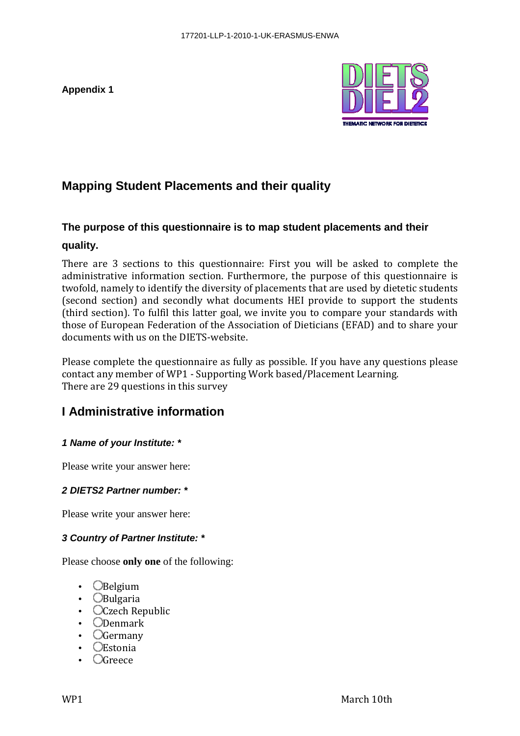**Appendix 1**

## Mapping Student Placements and their quality

### The purpose of this questionnaire is to map student placements and their quality.

There are 3 sections to this questionnaire: First you will be asked to complete the administrative information section. Furthermore, the purpose of this questionnaire is twofold, namely to identify the diversity of placements that are used by dietetic students (second section) and secondly what documents HEI provide to support the students (third section). To fulfil this latter goal, we invite you to compare your standards with those of European Federation of the Association of Dieticians (EFAD) and to share your documents with us on the DIETS-website.

Please complete the questionnaire as fully as possible. If you have any questions please contact any member of WP1 - Supporting Work based/Placement Learning.
There are 29 questions in this survey

## I Administrative information

***1 Name of your Institute: \****

Please write your answer here:

***2 DIETS2 Partner number: \****

Please write your answer here:

***3 Country of Partner Institute: \****

Please choose **only one** of the following:

- ◯Belgium
- ◯Bulgaria
- ◯Czech Republic
- ◯Denmark
- ◯Germany
- ◯Estonia
- ◯Greece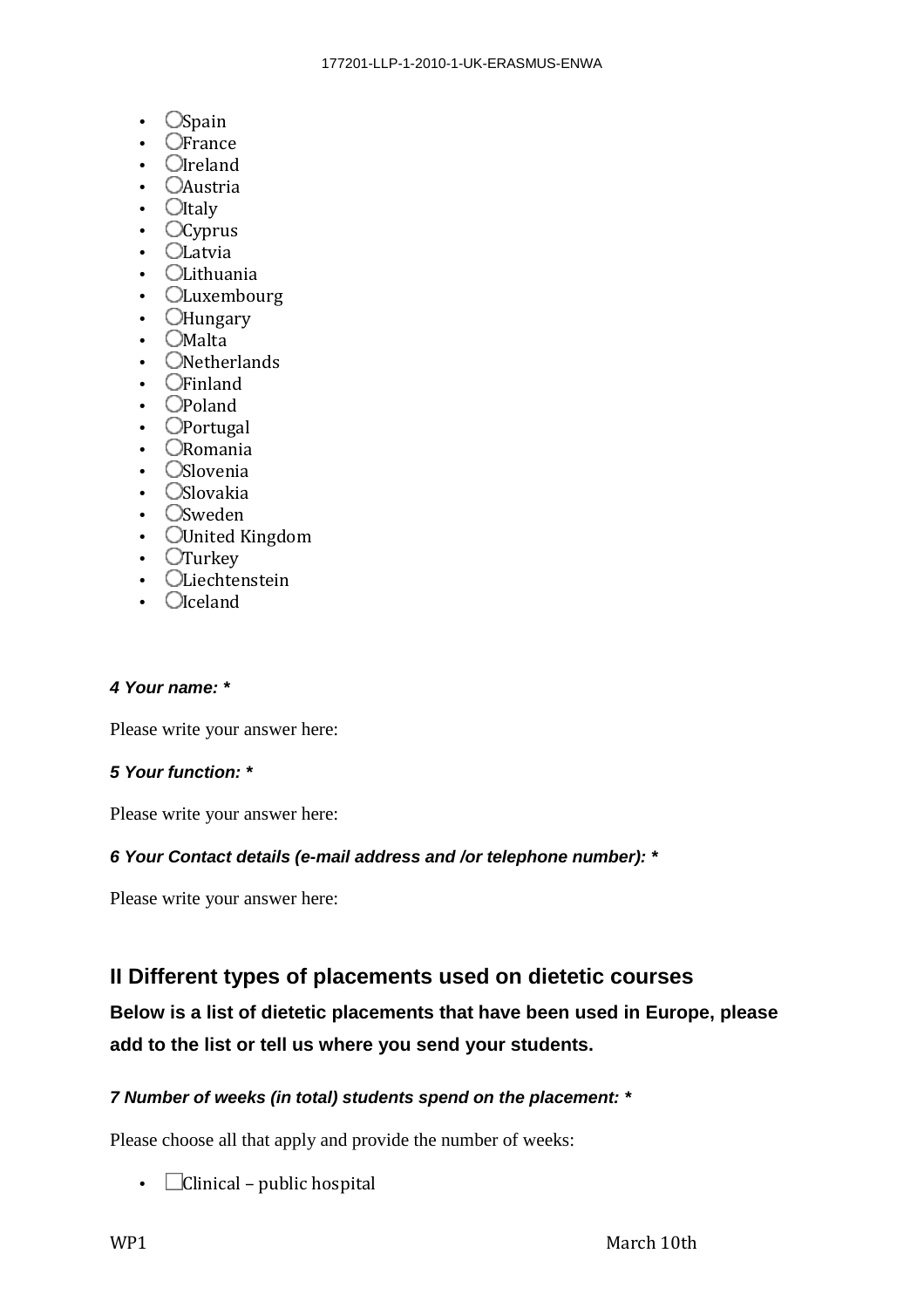- ◯Spain
- ◯France
- ◯Ireland
- ◯Austria
- ◯Italy
- ◯Cyprus
- ◯Latvia
- ◯Lithuania
- ◯Luxembourg
- ◯Hungary
- ◯Malta
- ◯Netherlands
- ◯Finland
- ◯Poland
- ◯Portugal
- ◯Romania
- ◯Slovenia
- ◯Slovakia
- ◯Sweden
- ◯United Kingdom
- ◯Turkey
- ◯Liechtenstein
- ◯Iceland

***4 Your name: \****

Please write your answer here:

***5 Your function: \****

Please write your answer here:

***6 Your Contact details (e-mail address and /or telephone number): \****

Please write your answer here:

## II Different types of placements used on dietetic courses

**Below is a list of dietetic placements that have been used in Europe, please add to the list or tell us where you send your students.**

***7 Number of weeks (in total) students spend on the placement: \****

Please choose all that apply and provide the number of weeks:

- ☐Clinical – public hospital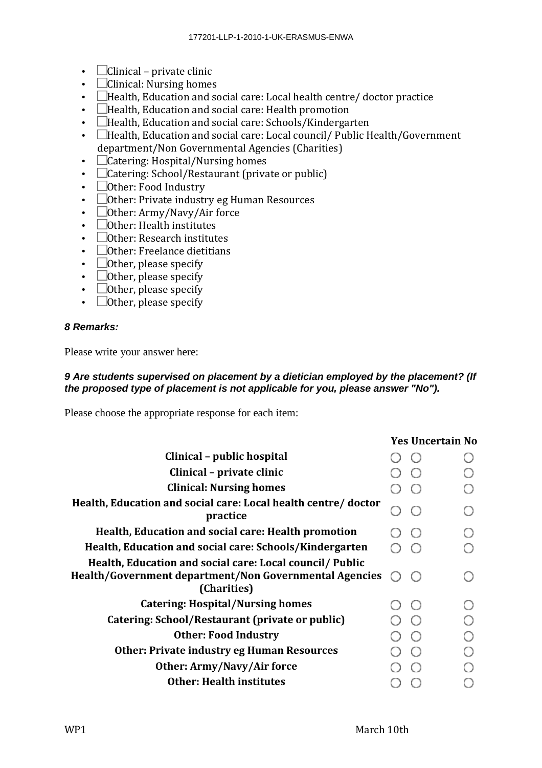- ☐Clinical – private clinic
- ☐Clinical: Nursing homes
- ☐Health, Education and social care: Local health centre/ doctor practice
- ☐Health, Education and social care: Health promotion
- ☐Health, Education and social care: Schools/Kindergarten
- ☐Health, Education and social care: Local council/ Public Health/Government department/Non Governmental Agencies (Charities)
- ☐Catering: Hospital/Nursing homes
- ☐Catering: School/Restaurant (private or public)
- ☐Other: Food Industry
- ☐Other: Private industry eg Human Resources
- ☐Other: Army/Navy/Air force
- ☐Other: Health institutes
- ☐Other: Research institutes
- ☐Other: Freelance dietitians
- ☐Other, please specify
- ☐Other, please specify
- ☐Other, please specify
- ☐Other, please specify

***8 Remarks:***

Please write your answer here:

***9 Are students supervised on placement by a dietician employed by the placement? (If the proposed type of placement is not applicable for you, please answer "No").***

Please choose the appropriate response for each item:

| | Yes | Uncertain | No |
|---|---|---|---|
| **Clinical – public hospital** | ○ | ○ | ○ |
| **Clinical – private clinic** | ○ | ○ | ○ |
| **Clinical: Nursing homes** | ○ | ○ | ○ |
| **Health, Education and social care: Local health centre/ doctor practice** | ○ | ○ | ○ |
| **Health, Education and social care: Health promotion** | ○ | ○ | ○ |
| **Health, Education and social care: Schools/Kindergarten** | ○ | ○ | ○ |
| **Health, Education and social care: Local council/ Public Health/Government department/Non Governmental Agencies (Charities)** | ○ | ○ | ○ |
| **Catering: Hospital/Nursing homes** | ○ | ○ | ○ |
| **Catering: School/Restaurant (private or public)** | ○ | ○ | ○ |
| **Other: Food Industry** | ○ | ○ | ○ |
| **Other: Private industry eg Human Resources** | ○ | ○ | ○ |
| **Other: Army/Navy/Air force** | ○ | ○ | ○ |
| **Other: Health institutes** | ○ | ○ | ○ |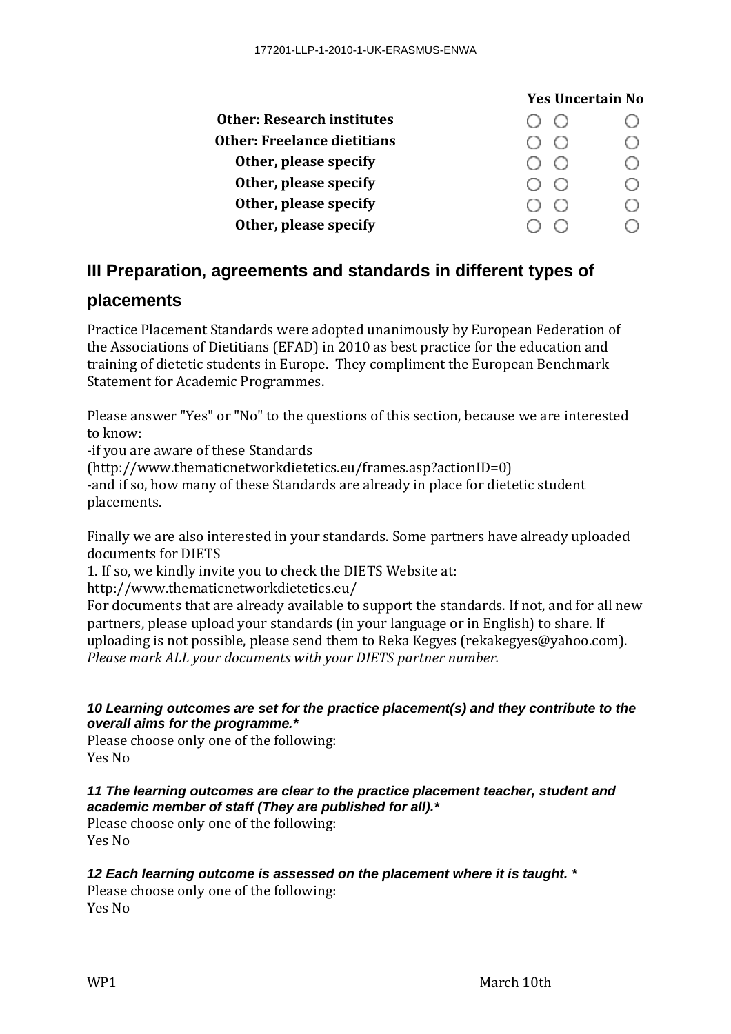| | Yes | Uncertain | No |
|---|---|---|---|
| **Other: Research institutes** | ○ | ○ | ○ |
| **Other: Freelance dietitians** | ○ | ○ | ○ |
| **Other, please specify** | ○ | ○ | ○ |
| **Other, please specify** | ○ | ○ | ○ |
| **Other, please specify** | ○ | ○ | ○ |
| **Other, please specify** | ○ | ○ | ○ |

## III Preparation, agreements and standards in different types of placements

Practice Placement Standards were adopted unanimously by European Federation of the Associations of Dietitians (EFAD) in 2010 as best practice for the education and training of dietetic students in Europe. They compliment the European Benchmark Statement for Academic Programmes.

Please answer "Yes" or "No" to the questions of this section, because we are interested to know:
-if you are aware of these Standards
(http://www.thematicnetworkdietetics.eu/frames.asp?actionID=0)
-and if so, how many of these Standards are already in place for dietetic student placements.

Finally we are also interested in your standards. Some partners have already uploaded documents for DIETS
1. If so, we kindly invite you to check the DIETS Website at:
http://www.thematicnetworkdietetics.eu/
For documents that are already available to support the standards. If not, and for all new partners, please upload your standards (in your language or in English) to share. If uploading is not possible, please send them to Reka Kegyes (rekakegyes@yahoo.com).
*Please mark ALL your documents with your DIETS partner number.*

***10 Learning outcomes are set for the practice placement(s) and they contribute to the overall aims for the programme.****
Please choose only one of the following:
Yes No

***11 The learning outcomes are clear to the practice placement teacher, student and academic member of staff (They are published for all).****
Please choose only one of the following:
Yes No

***12 Each learning outcome is assessed on the placement where it is taught. ****
Please choose only one of the following:
Yes No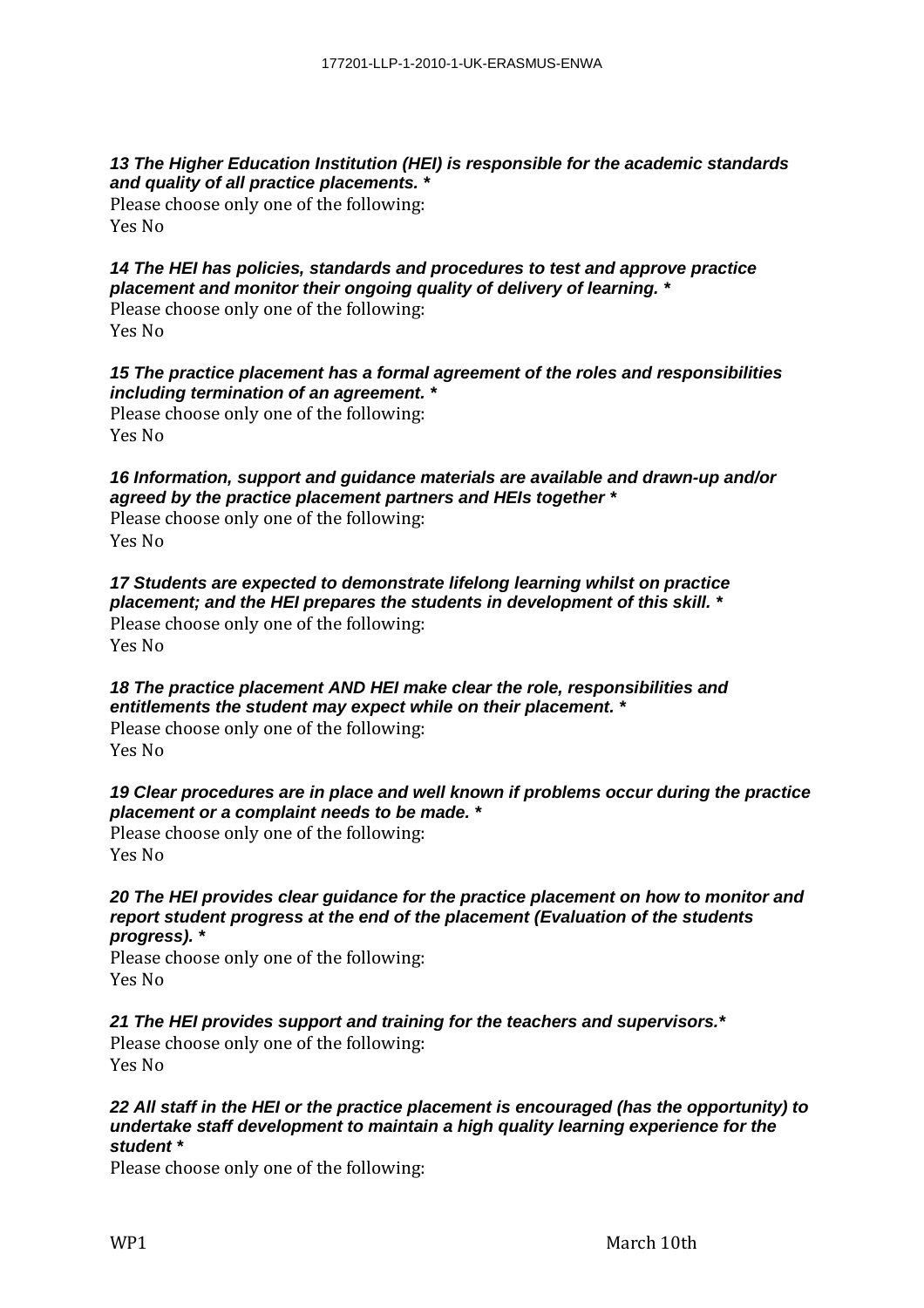***13 The Higher Education Institution (HEI) is responsible for the academic standards and quality of all practice placements. \****

Please choose only one of the following:

Yes No

***14 The HEI has policies, standards and procedures to test and approve practice placement and monitor their ongoing quality of delivery of learning. \****

Please choose only one of the following:

Yes No

***15 The practice placement has a formal agreement of the roles and responsibilities including termination of an agreement. \****

Please choose only one of the following:

Yes No

***16 Information, support and guidance materials are available and drawn-up and/or agreed by the practice placement partners and HEIs together \****

Please choose only one of the following:

Yes No

***17 Students are expected to demonstrate lifelong learning whilst on practice placement; and the HEI prepares the students in development of this skill. \****

Please choose only one of the following:

Yes No

***18 The practice placement AND HEI make clear the role, responsibilities and entitlements the student may expect while on their placement. \****

Please choose only one of the following:

Yes No

***19 Clear procedures are in place and well known if problems occur during the practice placement or a complaint needs to be made. \****

Please choose only one of the following:

Yes No

***20 The HEI provides clear guidance for the practice placement on how to monitor and report student progress at the end of the placement (Evaluation of the students progress). \****

Please choose only one of the following:

Yes No

***21 The HEI provides support and training for the teachers and supervisors.\****

Please choose only one of the following:

Yes No

***22 All staff in the HEI or the practice placement is encouraged (has the opportunity) to undertake staff development to maintain a high quality learning experience for the student \****

Please choose only one of the following: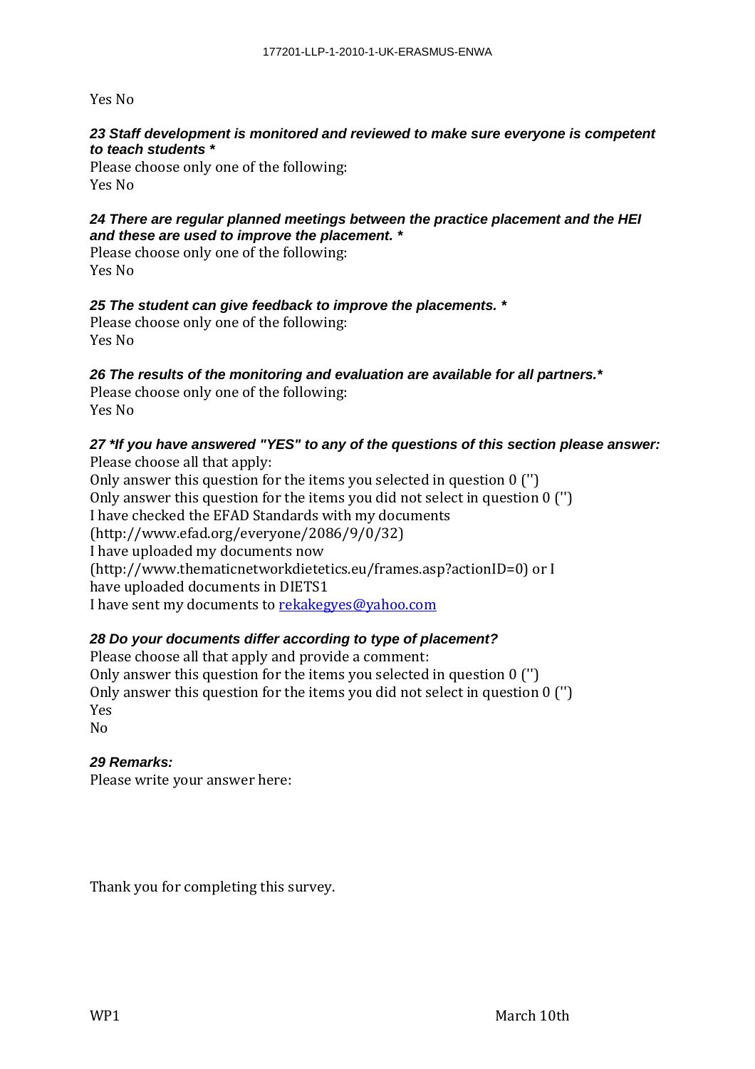Yes No

***23 Staff development is monitored and reviewed to make sure everyone is competent to teach students \****

Please choose only one of the following:
Yes No

***24 There are regular planned meetings between the practice placement and the HEI and these are used to improve the placement. \****

Please choose only one of the following:
Yes No

***25 The student can give feedback to improve the placements. \****

Please choose only one of the following:
Yes No

***26 The results of the monitoring and evaluation are available for all partners.\****

Please choose only one of the following:
Yes No

***27 \*If you have answered "YES" to any of the questions of this section please answer:***

Please choose all that apply:
Only answer this question for the items you selected in question 0 ('')
Only answer this question for the items you did not select in question 0 ('')
I have checked the EFAD Standards with my documents (http://www.efad.org/everyone/2086/9/0/32)
I have uploaded my documents now (http://www.thematicnetworkdietetics.eu/frames.asp?actionID=0) or I have uploaded documents in DIETS1
I have sent my documents to [rekakegyes@yahoo.com](mailto:rekakegyes@yahoo.com)

***28 Do your documents differ according to type of placement?***

Please choose all that apply and provide a comment:
Only answer this question for the items you selected in question 0 ('')
Only answer this question for the items you did not select in question 0 ('')
Yes
No

***29 Remarks:***

Please write your answer here:

Thank you for completing this survey.